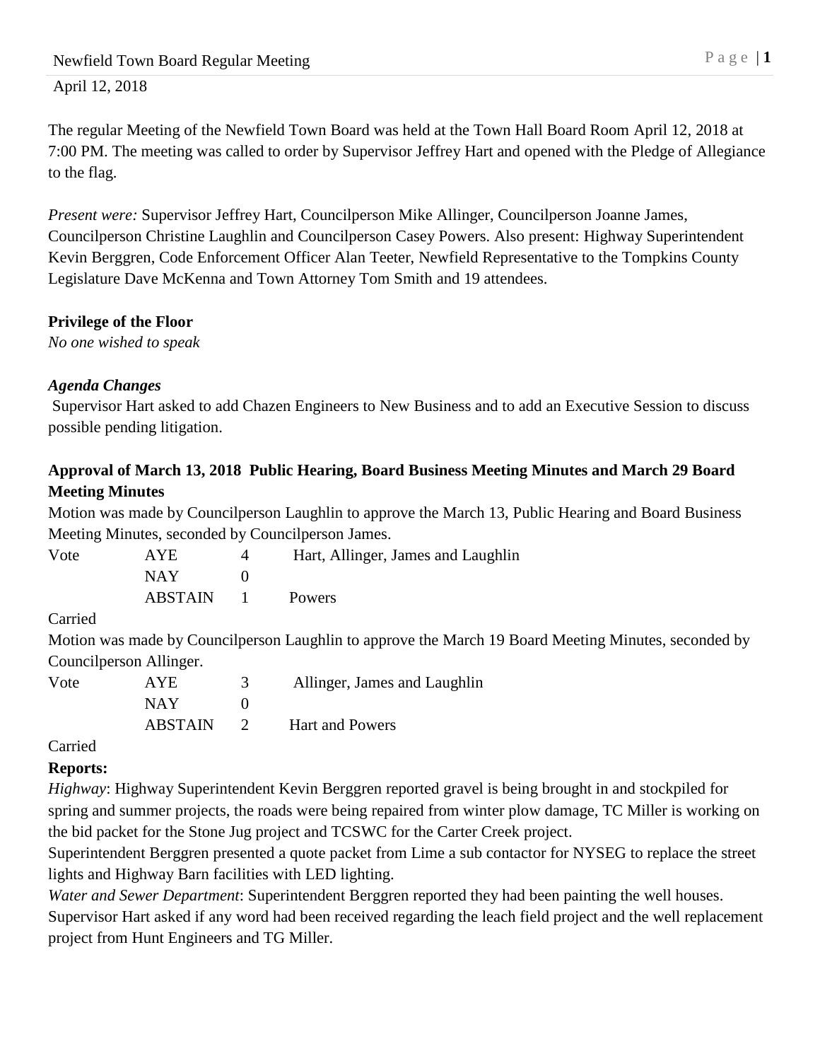April 12, 2018

The regular Meeting of the Newfield Town Board was held at the Town Hall Board Room April 12, 2018 at 7:00 PM. The meeting was called to order by Supervisor Jeffrey Hart and opened with the Pledge of Allegiance to the flag.

*Present were:* Supervisor Jeffrey Hart, Councilperson Mike Allinger, Councilperson Joanne James, Councilperson Christine Laughlin and Councilperson Casey Powers. Also present: Highway Superintendent Kevin Berggren, Code Enforcement Officer Alan Teeter, Newfield Representative to the Tompkins County Legislature Dave McKenna and Town Attorney Tom Smith and 19 attendees.

**Privilege of the Floor**

*No one wished to speak*

***Agenda Changes***

Supervisor Hart asked to add Chazen Engineers to New Business and to add an Executive Session to discuss possible pending litigation.

**Approval of March 13, 2018 Public Hearing, Board Business Meeting Minutes and March 29 Board Meeting Minutes**

Motion was made by Councilperson Laughlin to approve the March 13, Public Hearing and Board Business Meeting Minutes, seconded by Councilperson James.

| Vote | AYE | 4 | Hart, Allinger, James and Laughlin |
|---|---|---|---|
| | NAY | 0 | |
| | ABSTAIN | 1 | Powers |

Carried

Motion was made by Councilperson Laughlin to approve the March 19 Board Meeting Minutes, seconded by Councilperson Allinger.

| Vote | AYE | 3 | Allinger, James and Laughlin |
|---|---|---|---|
| | NAY | 0 | |
| | ABSTAIN | 2 | Hart and Powers |

Carried

**Reports:**

*Highway*: Highway Superintendent Kevin Berggren reported gravel is being brought in and stockpiled for spring and summer projects, the roads were being repaired from winter plow damage, TC Miller is working on the bid packet for the Stone Jug project and TCSWC for the Carter Creek project.

Superintendent Berggren presented a quote packet from Lime a sub contactor for NYSEG to replace the street lights and Highway Barn facilities with LED lighting.

*Water and Sewer Department*: Superintendent Berggren reported they had been painting the well houses. Supervisor Hart asked if any word had been received regarding the leach field project and the well replacement project from Hunt Engineers and TG Miller.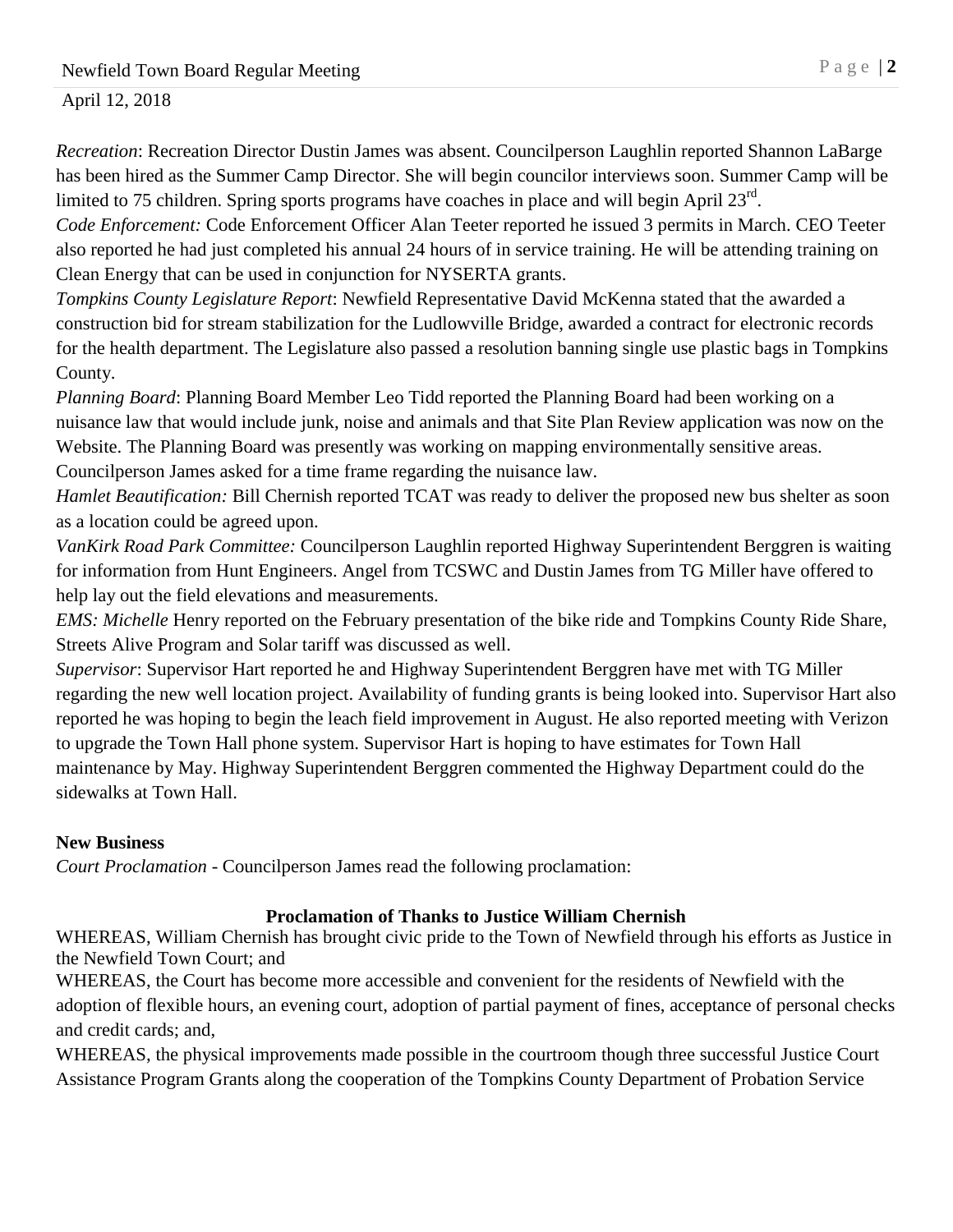*Recreation*: Recreation Director Dustin James was absent. Councilperson Laughlin reported Shannon LaBarge has been hired as the Summer Camp Director. She will begin councilor interviews soon. Summer Camp will be limited to 75 children. Spring sports programs have coaches in place and will begin April 23rd.

*Code Enforcement:* Code Enforcement Officer Alan Teeter reported he issued 3 permits in March. CEO Teeter also reported he had just completed his annual 24 hours of in service training. He will be attending training on Clean Energy that can be used in conjunction for NYSERTA grants.

*Tompkins County Legislature Report*: Newfield Representative David McKenna stated that the awarded a construction bid for stream stabilization for the Ludlowville Bridge, awarded a contract for electronic records for the health department. The Legislature also passed a resolution banning single use plastic bags in Tompkins County.

*Planning Board*: Planning Board Member Leo Tidd reported the Planning Board had been working on a nuisance law that would include junk, noise and animals and that Site Plan Review application was now on the Website. The Planning Board was presently was working on mapping environmentally sensitive areas. Councilperson James asked for a time frame regarding the nuisance law.

*Hamlet Beautification:* Bill Chernish reported TCAT was ready to deliver the proposed new bus shelter as soon as a location could be agreed upon.

*VanKirk Road Park Committee:* Councilperson Laughlin reported Highway Superintendent Berggren is waiting for information from Hunt Engineers. Angel from TCSWC and Dustin James from TG Miller have offered to help lay out the field elevations and measurements.

*EMS: Michelle* Henry reported on the February presentation of the bike ride and Tompkins County Ride Share, Streets Alive Program and Solar tariff was discussed as well.

*Supervisor*: Supervisor Hart reported he and Highway Superintendent Berggren have met with TG Miller regarding the new well location project. Availability of funding grants is being looked into. Supervisor Hart also reported he was hoping to begin the leach field improvement in August. He also reported meeting with Verizon to upgrade the Town Hall phone system. Supervisor Hart is hoping to have estimates for Town Hall maintenance by May. Highway Superintendent Berggren commented the Highway Department could do the sidewalks at Town Hall.

**New Business**

*Court Proclamation* - Councilperson James read the following proclamation:

**Proclamation of Thanks to Justice William Chernish**

WHEREAS, William Chernish has brought civic pride to the Town of Newfield through his efforts as Justice in the Newfield Town Court; and

WHEREAS, the Court has become more accessible and convenient for the residents of Newfield with the adoption of flexible hours, an evening court, adoption of partial payment of fines, acceptance of personal checks and credit cards; and,

WHEREAS, the physical improvements made possible in the courtroom though three successful Justice Court Assistance Program Grants along the cooperation of the Tompkins County Department of Probation Service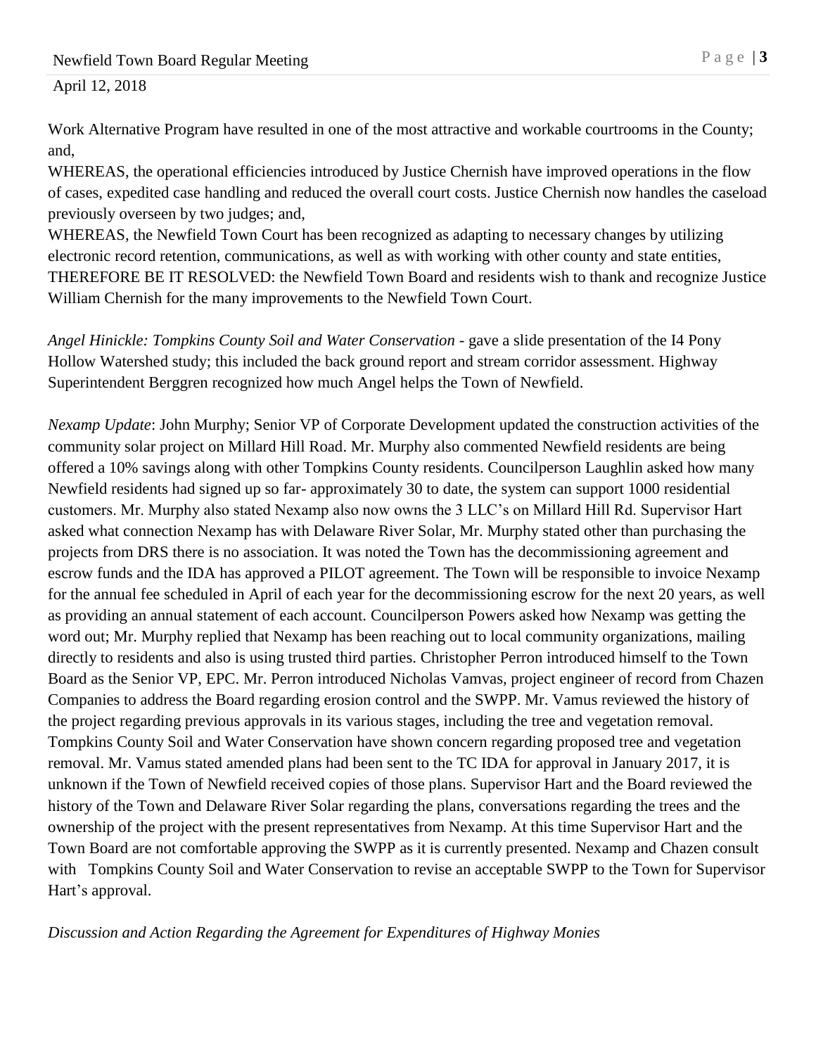Work Alternative Program have resulted in one of the most attractive and workable courtrooms in the County; and,

WHEREAS, the operational efficiencies introduced by Justice Chernish have improved operations in the flow of cases, expedited case handling and reduced the overall court costs. Justice Chernish now handles the caseload previously overseen by two judges; and,

WHEREAS, the Newfield Town Court has been recognized as adapting to necessary changes by utilizing electronic record retention, communications, as well as with working with other county and state entities,

THEREFORE BE IT RESOLVED: the Newfield Town Board and residents wish to thank and recognize Justice William Chernish for the many improvements to the Newfield Town Court.

*Angel Hinickle: Tompkins County Soil and Water Conservation* - gave a slide presentation of the I4 Pony Hollow Watershed study; this included the back ground report and stream corridor assessment. Highway Superintendent Berggren recognized how much Angel helps the Town of Newfield.

*Nexamp Update*: John Murphy; Senior VP of Corporate Development updated the construction activities of the community solar project on Millard Hill Road. Mr. Murphy also commented Newfield residents are being offered a 10% savings along with other Tompkins County residents. Councilperson Laughlin asked how many Newfield residents had signed up so far- approximately 30 to date, the system can support 1000 residential customers. Mr. Murphy also stated Nexamp also now owns the 3 LLC's on Millard Hill Rd. Supervisor Hart asked what connection Nexamp has with Delaware River Solar, Mr. Murphy stated other than purchasing the projects from DRS there is no association. It was noted the Town has the decommissioning agreement and escrow funds and the IDA has approved a PILOT agreement. The Town will be responsible to invoice Nexamp for the annual fee scheduled in April of each year for the decommissioning escrow for the next 20 years, as well as providing an annual statement of each account. Councilperson Powers asked how Nexamp was getting the word out; Mr. Murphy replied that Nexamp has been reaching out to local community organizations, mailing directly to residents and also is using trusted third parties. Christopher Perron introduced himself to the Town Board as the Senior VP, EPC. Mr. Perron introduced Nicholas Vamvas, project engineer of record from Chazen Companies to address the Board regarding erosion control and the SWPP. Mr. Vamus reviewed the history of the project regarding previous approvals in its various stages, including the tree and vegetation removal. Tompkins County Soil and Water Conservation have shown concern regarding proposed tree and vegetation removal. Mr. Vamus stated amended plans had been sent to the TC IDA for approval in January 2017, it is unknown if the Town of Newfield received copies of those plans. Supervisor Hart and the Board reviewed the history of the Town and Delaware River Solar regarding the plans, conversations regarding the trees and the ownership of the project with the present representatives from Nexamp. At this time Supervisor Hart and the Town Board are not comfortable approving the SWPP as it is currently presented. Nexamp and Chazen consult with Tompkins County Soil and Water Conservation to revise an acceptable SWPP to the Town for Supervisor Hart's approval.

*Discussion and Action Regarding the Agreement for Expenditures of Highway Monies*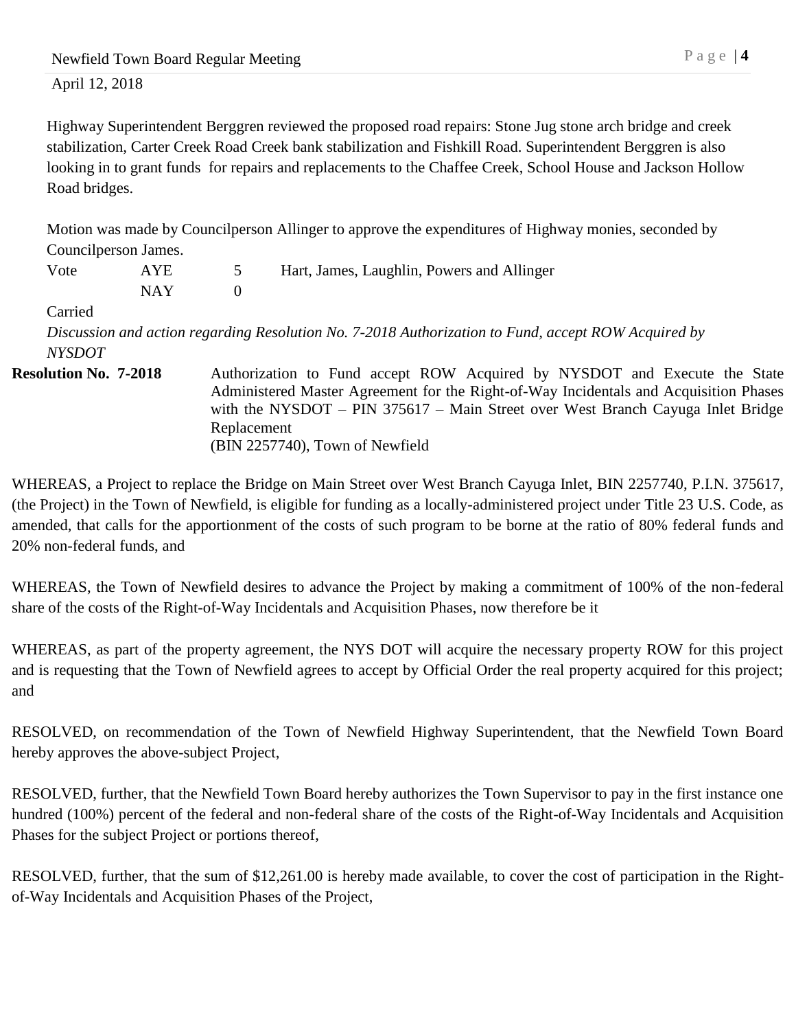Highway Superintendent Berggren reviewed the proposed road repairs: Stone Jug stone arch bridge and creek stabilization, Carter Creek Road Creek bank stabilization and Fishkill Road. Superintendent Berggren is also looking in to grant funds for repairs and replacements to the Chaffee Creek, School House and Jackson Hollow Road bridges.

Motion was made by Councilperson Allinger to approve the expenditures of Highway monies, seconded by Councilperson James.

| Vote | AYE | 5 | Hart, James, Laughlin, Powers and Allinger |
|---|---|---|---|
| | NAY | 0 | |

Carried

*Discussion and action regarding Resolution No. 7-2018 Authorization to Fund, accept ROW Acquired by NYSDOT*

**Resolution No. 7-2018** Authorization to Fund accept ROW Acquired by NYSDOT and Execute the State Administered Master Agreement for the Right-of-Way Incidentals and Acquisition Phases with the NYSDOT – PIN 375617 – Main Street over West Branch Cayuga Inlet Bridge Replacement (BIN 2257740), Town of Newfield

WHEREAS, a Project to replace the Bridge on Main Street over West Branch Cayuga Inlet, BIN 2257740, P.I.N. 375617, (the Project) in the Town of Newfield, is eligible for funding as a locally-administered project under Title 23 U.S. Code, as amended, that calls for the apportionment of the costs of such program to be borne at the ratio of 80% federal funds and 20% non-federal funds, and

WHEREAS, the Town of Newfield desires to advance the Project by making a commitment of 100% of the non-federal share of the costs of the Right-of-Way Incidentals and Acquisition Phases, now therefore be it

WHEREAS, as part of the property agreement, the NYS DOT will acquire the necessary property ROW for this project and is requesting that the Town of Newfield agrees to accept by Official Order the real property acquired for this project; and

RESOLVED, on recommendation of the Town of Newfield Highway Superintendent, that the Newfield Town Board hereby approves the above-subject Project,

RESOLVED, further, that the Newfield Town Board hereby authorizes the Town Supervisor to pay in the first instance one hundred (100%) percent of the federal and non-federal share of the costs of the Right-of-Way Incidentals and Acquisition Phases for the subject Project or portions thereof,

RESOLVED, further, that the sum of $12,261.00 is hereby made available, to cover the cost of participation in the Right-of-Way Incidentals and Acquisition Phases of the Project,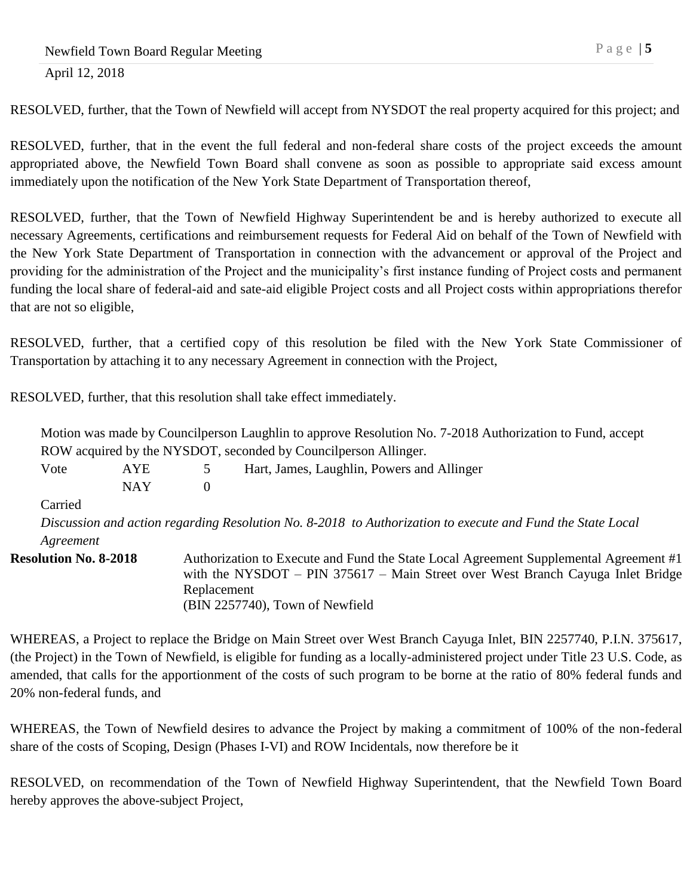RESOLVED, further, that the Town of Newfield will accept from NYSDOT the real property acquired for this project; and

RESOLVED, further, that in the event the full federal and non-federal share costs of the project exceeds the amount appropriated above, the Newfield Town Board shall convene as soon as possible to appropriate said excess amount immediately upon the notification of the New York State Department of Transportation thereof,

RESOLVED, further, that the Town of Newfield Highway Superintendent be and is hereby authorized to execute all necessary Agreements, certifications and reimbursement requests for Federal Aid on behalf of the Town of Newfield with the New York State Department of Transportation in connection with the advancement or approval of the Project and providing for the administration of the Project and the municipality's first instance funding of Project costs and permanent funding the local share of federal-aid and sate-aid eligible Project costs and all Project costs within appropriations therefor that are not so eligible,

RESOLVED, further, that a certified copy of this resolution be filed with the New York State Commissioner of Transportation by attaching it to any necessary Agreement in connection with the Project,

RESOLVED, further, that this resolution shall take effect immediately.

Motion was made by Councilperson Laughlin to approve Resolution No. 7-2018 Authorization to Fund, accept ROW acquired by the NYSDOT, seconded by Councilperson Allinger.

| Vote | AYE | 5 | Hart, James, Laughlin, Powers and Allinger |
|---|---|---|---|
| | NAY | 0 | |

Carried

*Discussion and action regarding Resolution No. 8-2018 to Authorization to execute and Fund the State Local Agreement*

**Resolution No. 8-2018** Authorization to Execute and Fund the State Local Agreement Supplemental Agreement #1 with the NYSDOT – PIN 375617 – Main Street over West Branch Cayuga Inlet Bridge Replacement (BIN 2257740), Town of Newfield

WHEREAS, a Project to replace the Bridge on Main Street over West Branch Cayuga Inlet, BIN 2257740, P.I.N. 375617, (the Project) in the Town of Newfield, is eligible for funding as a locally-administered project under Title 23 U.S. Code, as amended, that calls for the apportionment of the costs of such program to be borne at the ratio of 80% federal funds and 20% non-federal funds, and

WHEREAS, the Town of Newfield desires to advance the Project by making a commitment of 100% of the non-federal share of the costs of Scoping, Design (Phases I-VI) and ROW Incidentals, now therefore be it

RESOLVED, on recommendation of the Town of Newfield Highway Superintendent, that the Newfield Town Board hereby approves the above-subject Project,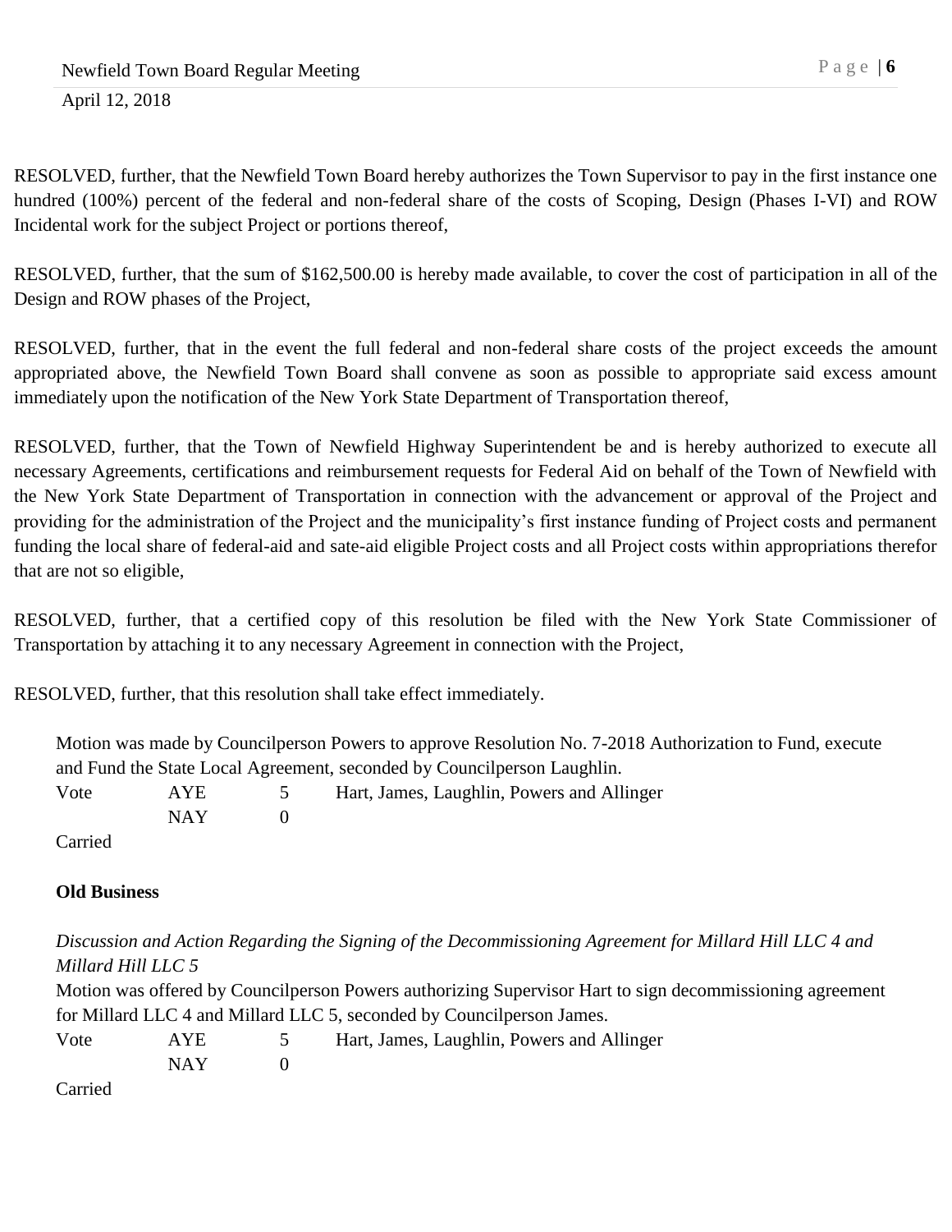RESOLVED, further, that the Newfield Town Board hereby authorizes the Town Supervisor to pay in the first instance one hundred (100%) percent of the federal and non-federal share of the costs of Scoping, Design (Phases I-VI) and ROW Incidental work for the subject Project or portions thereof,

RESOLVED, further, that the sum of $162,500.00 is hereby made available, to cover the cost of participation in all of the Design and ROW phases of the Project,

RESOLVED, further, that in the event the full federal and non-federal share costs of the project exceeds the amount appropriated above, the Newfield Town Board shall convene as soon as possible to appropriate said excess amount immediately upon the notification of the New York State Department of Transportation thereof,

RESOLVED, further, that the Town of Newfield Highway Superintendent be and is hereby authorized to execute all necessary Agreements, certifications and reimbursement requests for Federal Aid on behalf of the Town of Newfield with the New York State Department of Transportation in connection with the advancement or approval of the Project and providing for the administration of the Project and the municipality's first instance funding of Project costs and permanent funding the local share of federal-aid and sate-aid eligible Project costs and all Project costs within appropriations therefor that are not so eligible,

RESOLVED, further, that a certified copy of this resolution be filed with the New York State Commissioner of Transportation by attaching it to any necessary Agreement in connection with the Project,

RESOLVED, further, that this resolution shall take effect immediately.

Motion was made by Councilperson Powers to approve Resolution No. 7-2018 Authorization to Fund, execute and Fund the State Local Agreement, seconded by Councilperson Laughlin.

| Vote | AYE | 5 | Hart, James, Laughlin, Powers and Allinger |
|---|---|---|---|
| | NAY | 0 | |

Carried

**Old Business**

*Discussion and Action Regarding the Signing of the Decommissioning Agreement for Millard Hill LLC 4 and Millard Hill LLC 5*

Motion was offered by Councilperson Powers authorizing Supervisor Hart to sign decommissioning agreement for Millard LLC 4 and Millard LLC 5, seconded by Councilperson James.

| Vote | AYE | 5 | Hart, James, Laughlin, Powers and Allinger |
|---|---|---|---|
| | NAY | 0 | |

Carried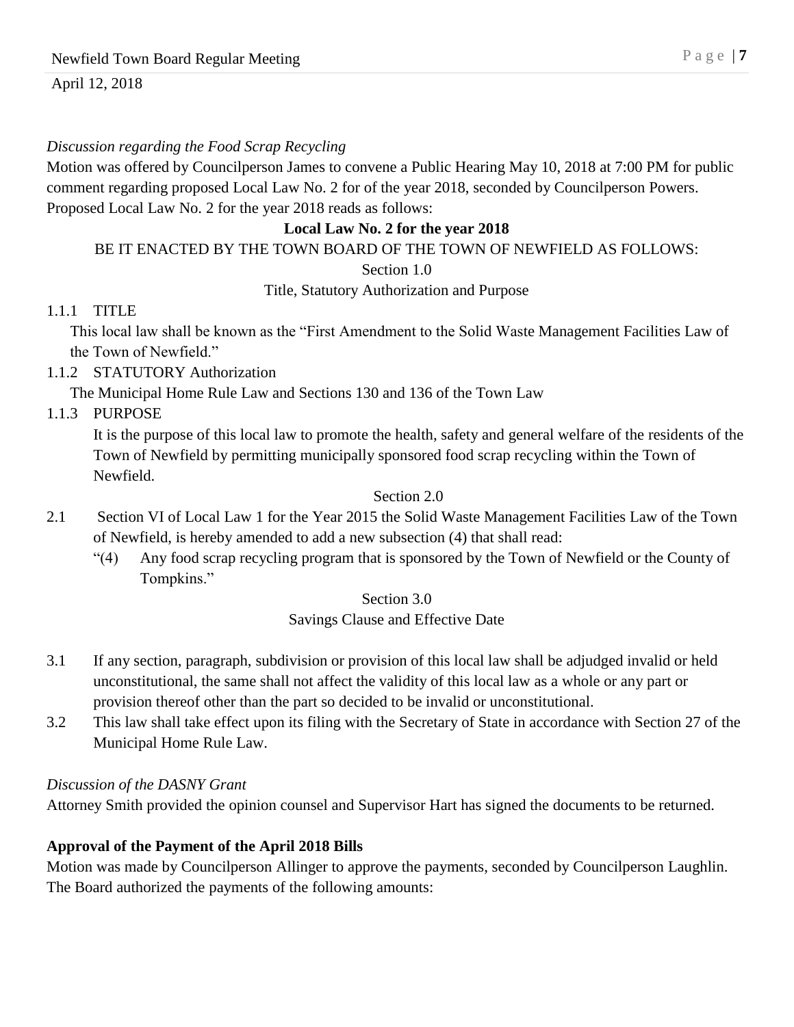*Discussion regarding the Food Scrap Recycling*

Motion was offered by Councilperson James to convene a Public Hearing May 10, 2018 at 7:00 PM for public comment regarding proposed Local Law No. 2 for of the year 2018, seconded by Councilperson Powers. Proposed Local Law No. 2 for the year 2018 reads as follows:

**Local Law No. 2 for the year 2018**

BE IT ENACTED BY THE TOWN BOARD OF THE TOWN OF NEWFIELD AS FOLLOWS:

Section 1.0

Title, Statutory Authorization and Purpose

1.1.1 TITLE

This local law shall be known as the "First Amendment to the Solid Waste Management Facilities Law of the Town of Newfield."

1.1.2 STATUTORY Authorization

The Municipal Home Rule Law and Sections 130 and 136 of the Town Law

1.1.3 PURPOSE

It is the purpose of this local law to promote the health, safety and general welfare of the residents of the Town of Newfield by permitting municipally sponsored food scrap recycling within the Town of Newfield.

Section 2.0

2.1 Section VI of Local Law 1 for the Year 2015 the Solid Waste Management Facilities Law of the Town of Newfield, is hereby amended to add a new subsection (4) that shall read:

"(4) Any food scrap recycling program that is sponsored by the Town of Newfield or the County of Tompkins."

Section 3.0

Savings Clause and Effective Date

3.1 If any section, paragraph, subdivision or provision of this local law shall be adjudged invalid or held unconstitutional, the same shall not affect the validity of this local law as a whole or any part or provision thereof other than the part so decided to be invalid or unconstitutional.

3.2 This law shall take effect upon its filing with the Secretary of State in accordance with Section 27 of the Municipal Home Rule Law.

*Discussion of the DASNY Grant*

Attorney Smith provided the opinion counsel and Supervisor Hart has signed the documents to be returned.

**Approval of the Payment of the April 2018 Bills**

Motion was made by Councilperson Allinger to approve the payments, seconded by Councilperson Laughlin. The Board authorized the payments of the following amounts: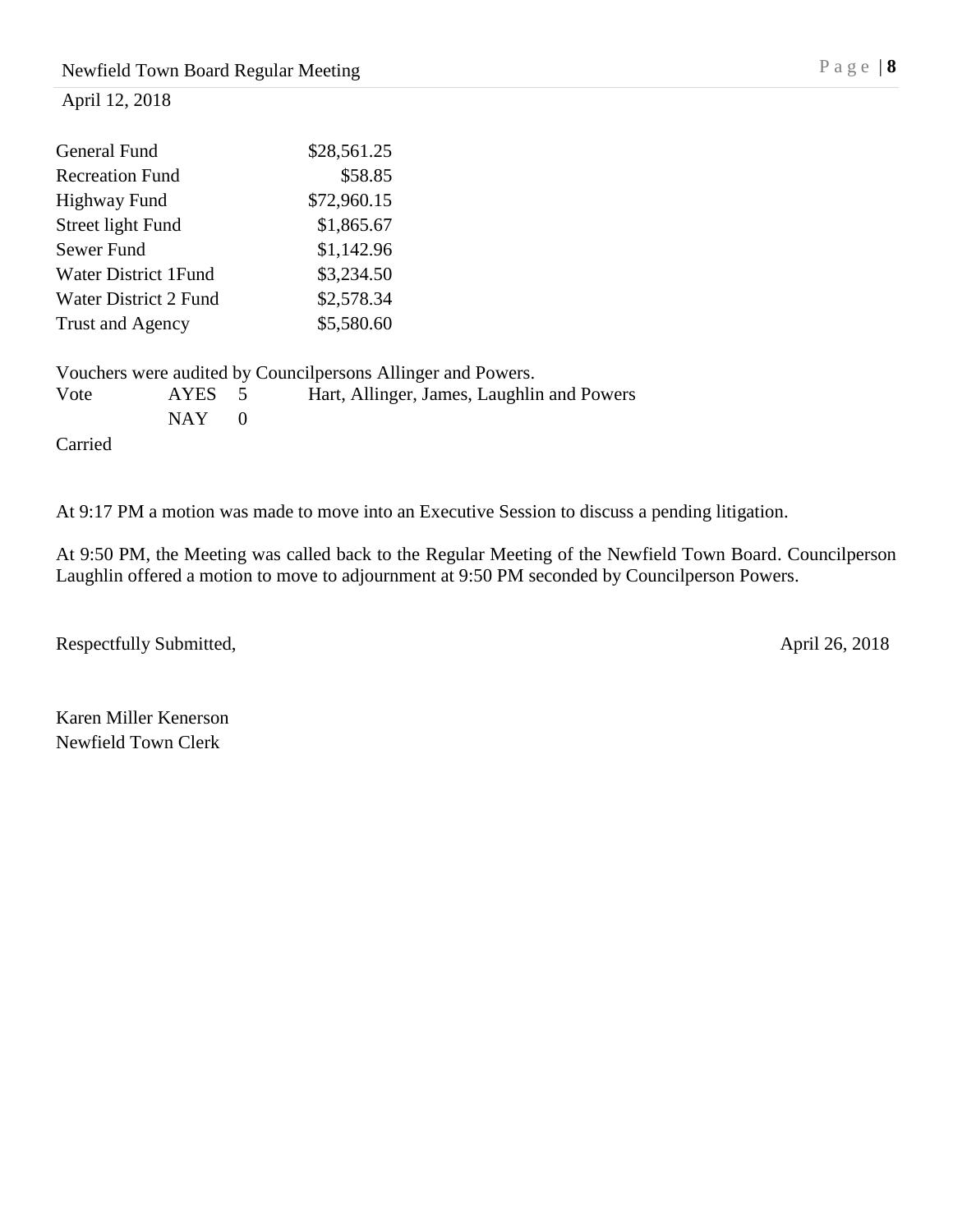| | |
|---|---|
| General Fund | $28,561.25 |
| Recreation Fund | $58.85 |
| Highway Fund | $72,960.15 |
| Street light Fund | $1,865.67 |
| Sewer Fund | $1,142.96 |
| Water District 1Fund | $3,234.50 |
| Water District 2 Fund | $2,578.34 |
| Trust and Agency | $5,580.60 |

Vouchers were audited by Councilpersons Allinger and Powers.

| | | | |
|---|---|---|---|
| Vote | AYES | 5 | Hart, Allinger, James, Laughlin and Powers |
| | NAY | 0 | |

Carried

At 9:17 PM a motion was made to move into an Executive Session to discuss a pending litigation.

At 9:50 PM, the Meeting was called back to the Regular Meeting of the Newfield Town Board. Councilperson Laughlin offered a motion to move to adjournment at 9:50 PM seconded by Councilperson Powers.

Respectfully Submitted, April 26, 2018

Karen Miller Kenerson
Newfield Town Clerk